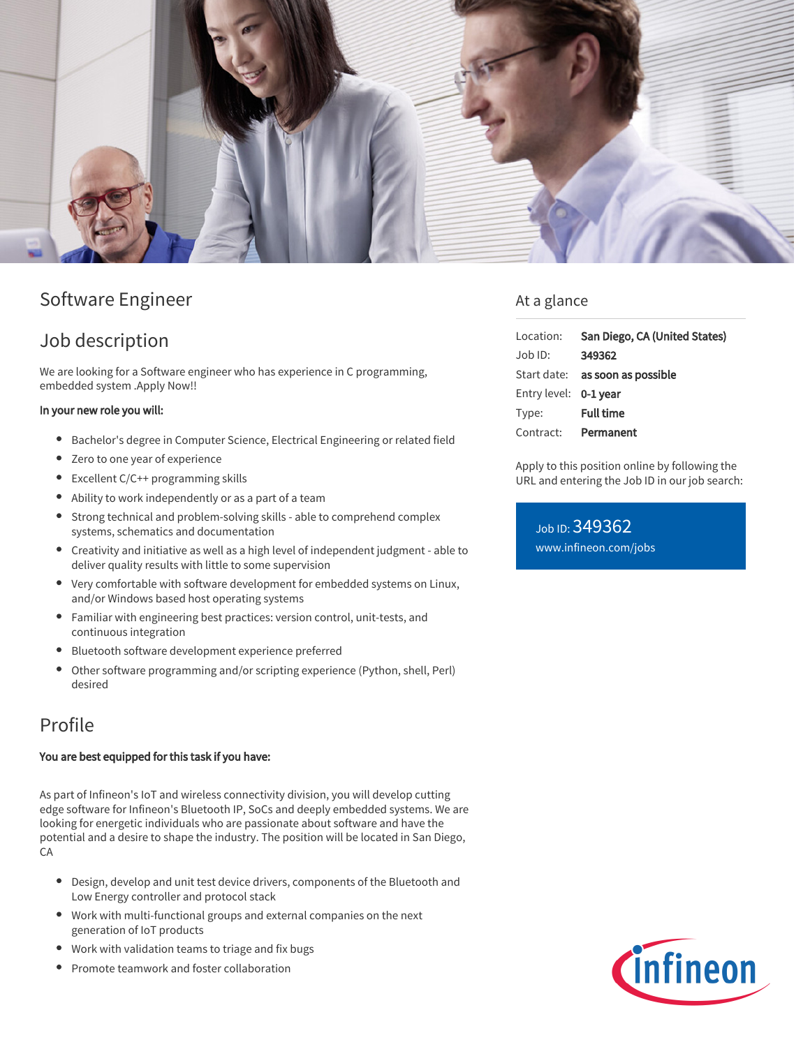# Software Engineer

## Job description

We are looking for a Software engineer who has experience in C programming, embedded system .Apply Now!!

**In your new role you will:**

- Bachelor's degree in Computer Science, Electrical Engineering or related field
- Zero to one year of experience
- Excellent C/C++ programming skills
- Ability to work independently or as a part of a team
- Strong technical and problem-solving skills - able to comprehend complex systems, schematics and documentation
- Creativity and initiative as well as a high level of independent judgment - able to deliver quality results with little to some supervision
- Very comfortable with software development for embedded systems on Linux, and/or Windows based host operating systems
- Familiar with engineering best practices: version control, unit-tests, and continuous integration
- Bluetooth software development experience preferred
- Other software programming and/or scripting experience (Python, shell, Perl) desired

## Profile

**You are best equipped for this task if you have:**

As part of Infineon's IoT and wireless connectivity division, you will develop cutting edge software for Infineon's Bluetooth IP, SoCs and deeply embedded systems. We are looking for energetic individuals who are passionate about software and have the potential and a desire to shape the industry. The position will be located in San Diego, CA

- Design, develop and unit test device drivers, components of the Bluetooth and Low Energy controller and protocol stack
- Work with multi-functional groups and external companies on the next generation of IoT products
- Work with validation teams to triage and fix bugs
- Promote teamwork and foster collaboration

## At a glance

| | |
|---|---|
| Location: | **San Diego, CA (United States)** |
| Job ID: | **349362** |
| Start date: | **as soon as possible** |
| Entry level: | **0-1 year** |
| Type: | **Full time** |
| Contract: | **Permanent** |

Apply to this position online by following the URL and entering the Job ID in our job search:

Job ID: 349362
www.infineon.com/jobs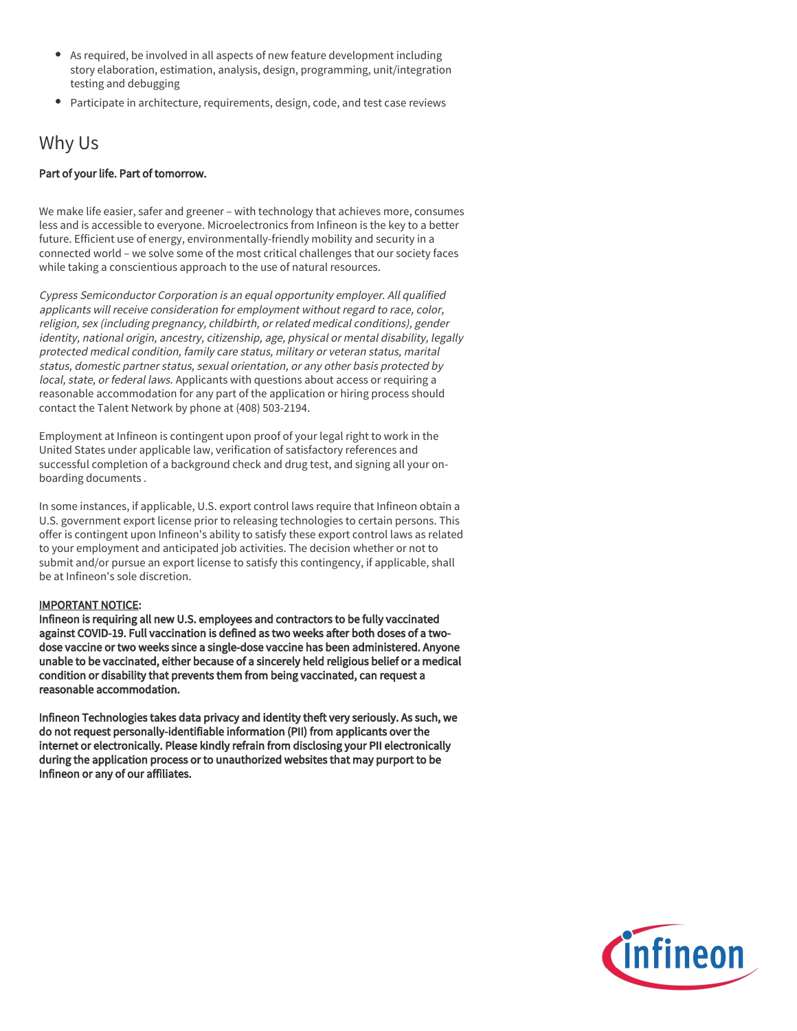- As required, be involved in all aspects of new feature development including story elaboration, estimation, analysis, design, programming, unit/integration testing and debugging
- Participate in architecture, requirements, design, code, and test case reviews

## Why Us

**Part of your life. Part of tomorrow.**

We make life easier, safer and greener – with technology that achieves more, consumes less and is accessible to everyone. Microelectronics from Infineon is the key to a better future. Efficient use of energy, environmentally-friendly mobility and security in a connected world – we solve some of the most critical challenges that our society faces while taking a conscientious approach to the use of natural resources.

*Cypress Semiconductor Corporation is an equal opportunity employer. All qualified applicants will receive consideration for employment without regard to race, color, religion, sex (including pregnancy, childbirth, or related medical conditions), gender identity, national origin, ancestry, citizenship, age, physical or mental disability, legally protected medical condition, family care status, military or veteran status, marital status, domestic partner status, sexual orientation, or any other basis protected by local, state, or federal laws.* Applicants with questions about access or requiring a reasonable accommodation for any part of the application or hiring process should contact the Talent Network by phone at (408) 503-2194.

Employment at Infineon is contingent upon proof of your legal right to work in the United States under applicable law, verification of satisfactory references and successful completion of a background check and drug test, and signing all your on-boarding documents .

In some instances, if applicable, U.S. export control laws require that Infineon obtain a U.S. government export license prior to releasing technologies to certain persons. This offer is contingent upon Infineon's ability to satisfy these export control laws as related to your employment and anticipated job activities. The decision whether or not to submit and/or pursue an export license to satisfy this contingency, if applicable, shall be at Infineon's sole discretion.

**IMPORTANT NOTICE:**
**Infineon is requiring all new U.S. employees and contractors to be fully vaccinated against COVID-19. Full vaccination is defined as two weeks after both doses of a two-dose vaccine or two weeks since a single-dose vaccine has been administered. Anyone unable to be vaccinated, either because of a sincerely held religious belief or a medical condition or disability that prevents them from being vaccinated, can request a reasonable accommodation.**

**Infineon Technologies takes data privacy and identity theft very seriously. As such, we do not request personally-identifiable information (PII) from applicants over the internet or electronically. Please kindly refrain from disclosing your PII electronically during the application process or to unauthorized websites that may purport to be Infineon or any of our affiliates.**